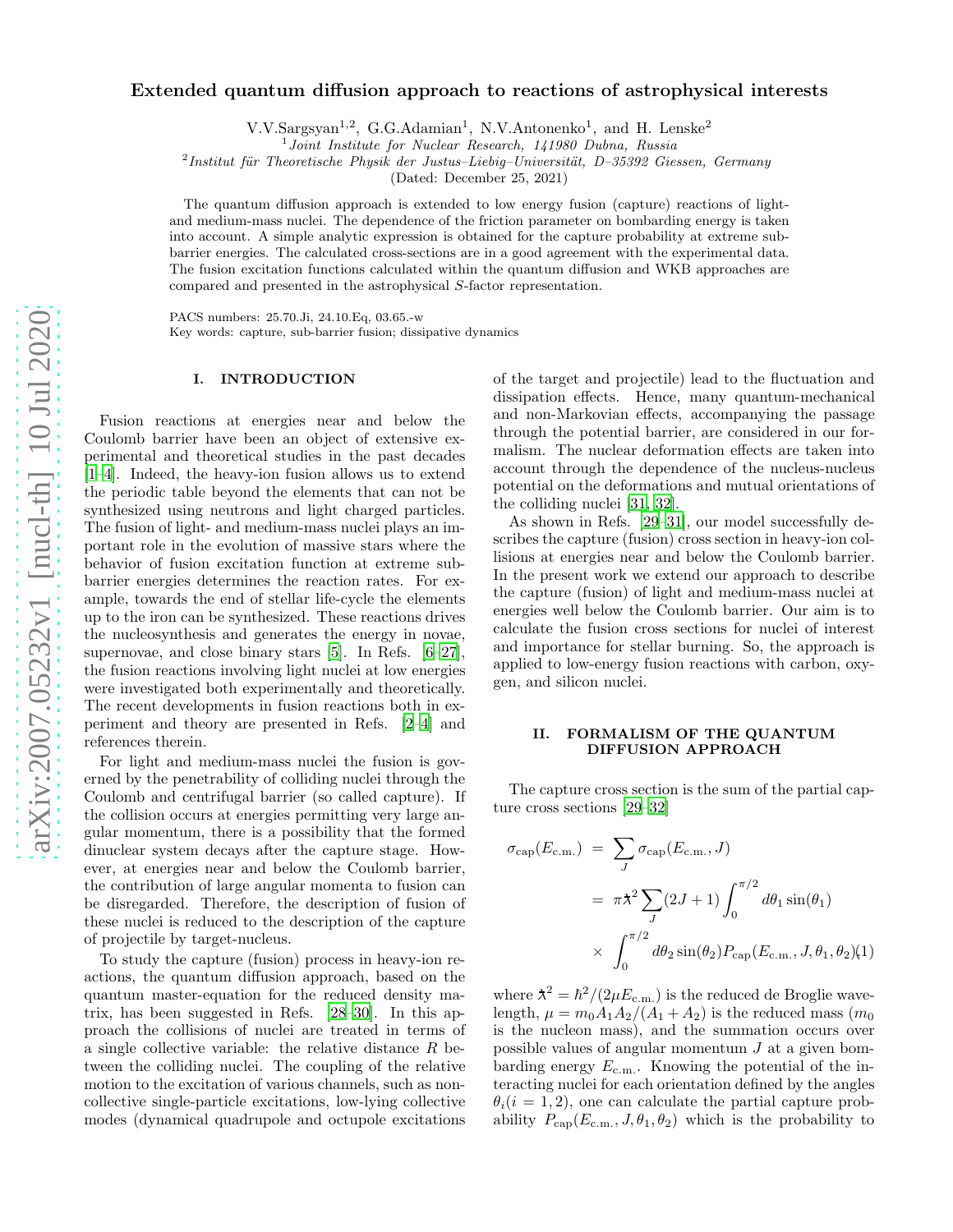# Extended quantum diffusion approach to reactions of astrophysical interests

V.V.Sargsyan[1,2], G.G.Adamian[1], N.V.Antonenko[1], and H. Lenske[2]

[1] *Joint Institute for Nuclear Research, 141980 Dubna, Russia*

[2] *Institut für Theoretische Physik der Justus–Liebig–Universität, D–35392 Giessen, Germany*

(Dated: December 25, 2021)

The quantum diffusion approach is extended to low energy fusion (capture) reactions of light- and medium-mass nuclei. The dependence of the friction parameter on bombarding energy is taken into account. A simple analytic expression is obtained for the capture probability at extreme sub-barrier energies. The calculated cross-sections are in a good agreement with the experimental data. The fusion excitation functions calculated within the quantum diffusion and WKB approaches are compared and presented in the astrophysical $S$-factor representation.

PACS numbers: 25.70.Ji, 24.10.Eq, 03.65.-w
Key words: capture, sub-barrier fusion; dissipative dynamics

## I. INTRODUCTION

Fusion reactions at energies near and below the Coulomb barrier have been an object of extensive experimental and theoretical studies in the past decades [1–4]. Indeed, the heavy-ion fusion allows us to extend the periodic table beyond the elements that can not be synthesized using neutrons and light charged particles. The fusion of light- and medium-mass nuclei plays an important role in the evolution of massive stars where the behavior of fusion excitation function at extreme sub-barrier energies determines the reaction rates. For example, towards the end of stellar life-cycle the elements up to the iron can be synthesized. These reactions drives the nucleosynthesis and generates the energy in novae, supernovae, and close binary stars [5]. In Refs. [6–27], the fusion reactions involving light nuclei at low energies were investigated both experimentally and theoretically. The recent developments in fusion reactions both in experiment and theory are presented in Refs. [2–4] and references therein.

For light and medium-mass nuclei the fusion is governed by the penetrability of colliding nuclei through the Coulomb and centrifugal barrier (so called capture). If the collision occurs at energies permitting very large angular momentum, there is a possibility that the formed dinuclear system decays after the capture stage. However, at energies near and below the Coulomb barrier, the contribution of large angular momenta to fusion can be disregarded. Therefore, the description of fusion of these nuclei is reduced to the description of the capture of projectile by target-nucleus.

To study the capture (fusion) process in heavy-ion reactions, the quantum diffusion approach, based on the quantum master-equation for the reduced density matrix, has been suggested in Refs. [28–30]. In this approach the collisions of nuclei are treated in terms of a single collective variable: the relative distance $R$ between the colliding nuclei. The coupling of the relative motion to the excitation of various channels, such as non-collective single-particle excitations, low-lying collective modes (dynamical quadrupole and octupole excitations of the target and projectile) lead to the fluctuation and dissipation effects. Hence, many quantum-mechanical and non-Markovian effects, accompanying the passage through the potential barrier, are considered in our formalism. The nuclear deformation effects are taken into account through the dependence of the nucleus-nucleus potential on the deformations and mutual orientations of the colliding nuclei [31, 32].

As shown in Refs. [29–31], our model successfully describes the capture (fusion) cross section in heavy-ion collisions at energies near and below the Coulomb barrier. In the present work we extend our approach to describe the capture (fusion) of light and medium-mass nuclei at energies well below the Coulomb barrier. Our aim is to calculate the fusion cross sections for nuclei of interest and importance for stellar burning. So, the approach is applied to low-energy fusion reactions with carbon, oxygen, and silicon nuclei.

## II. FORMALISM OF THE QUANTUM DIFFUSION APPROACH

The capture cross section is the sum of the partial capture cross sections [29–32]

$$\begin{aligned}\sigma_{\rm cap}(E_{\rm c.m.}) &= \sum_J \sigma_{\rm cap}(E_{\rm c.m.},J)\\ &= \pi\lambda\!\!\!^{-2}\sum_J(2J+1)\int_0^{\pi/2}d\theta_1\sin(\theta_1)\\ &\times \int_0^{\pi/2}d\theta_2\sin(\theta_2)P_{\rm cap}(E_{\rm c.m.},J,\theta_1,\theta_2),\end{aligned} \quad (1)$$

where $\lambda\!\!\!^{-2}=\hbar^2/(2\mu E_{\rm c.m.})$ is the reduced de Broglie wavelength, $\mu=m_0A_1A_2/(A_1+A_2)$ is the reduced mass ($m_0$ is the nucleon mass), and the summation occurs over possible values of angular momentum $J$ at a given bombarding energy $E_{\rm c.m.}$. Knowing the potential of the interacting nuclei for each orientation defined by the angles $\theta_i (i=1,2)$, one can calculate the partial capture probability $P_{\rm cap}(E_{\rm c.m.},J,\theta_1,\theta_2)$ which is the probability to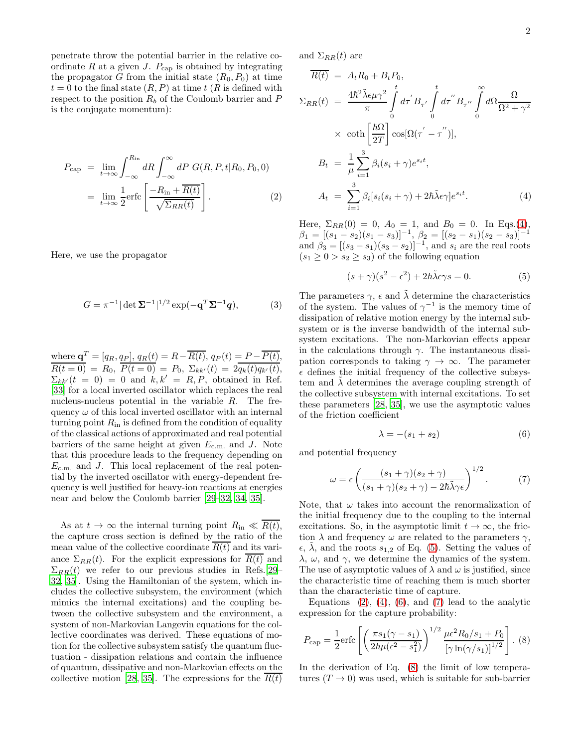penetrate throw the potential barrier in the relative coordinate $R$ at a given $J$. $P_{\rm cap}$ is obtained by integrating the propagator $G$ from the initial state $(R_0, P_0)$ at time $t = 0$ to the final state $(R, P)$ at time $t$ ($R$ is defined with respect to the position $R_b$ of the Coulomb barrier and $P$ is the conjugate momentum):

$$
\begin{aligned}
P_{\rm cap} &= \lim_{t\to\infty} \int_{-\infty}^{R_{\rm in}} dR \int_{-\infty}^{\infty} dP\; G(R,P,t|R_0,P_0,0) \\
&= \lim_{t\to\infty} \frac{1}{2} \text{erfc}\left[\frac{-R_{\rm in}+\overline{R(t)}}{\sqrt{\Sigma_{RR}(t)}}\right]. \qquad (2)
\end{aligned}
$$

Here, we use the propagator

$$
G = \pi^{-1} |\det \mathbf{\Sigma}^{-1}|^{1/2} \exp(-\mathbf{q}^T \mathbf{\Sigma}^{-1} \boldsymbol{q}), \qquad (3)
$$

where $\mathbf{q}^T = [q_R, q_P]$, $q_R(t) = R - \overline{R(t)}$, $q_P(t) = P - \overline{P(t)}$, $\overline{R(t=0)} = R_0$, $\overline{P(t=0)} = P_0$, $\Sigma_{kk'}(t) = 2\overline{q_k(t)q_{k'}(t)}$, $\Sigma_{kk'}(t=0) = 0$ and $k, k' = R, P$, obtained in Ref. [33] for a local inverted oscillator which replaces the real nucleus-nucleus potential in the variable $R$. The frequency $\omega$ of this local inverted oscillator with an internal turning point $R_{\rm in}$ is defined from the condition of equality of the classical actions of approximated and real potential barriers of the same height at given $E_{\rm c.m.}$ and $J$. Note that this procedure leads to the frequency depending on $E_{\rm c.m.}$ and $J$. This local replacement of the real potential by the inverted oscillator with energy-dependent frequency is well justified for heavy-ion reactions at energies near and below the Coulomb barrier [29–32, 34, 35].

As at $t \to \infty$ the internal turning point $R_{\rm in} \ll \overline{R(t)}$, the capture cross section is defined by the ratio of the mean value of the collective coordinate $\overline{R(t)}$ and its variance $\Sigma_{RR}(t)$. For the explicit expressions for $\overline{R(t)}$ and $\Sigma_{RR}(t)$ we refer to our previous studies in Refs.[29–32, 35]. Using the Hamiltonian of the system, which includes the collective subsystem, the environment (which mimics the internal excitations) and the coupling between the collective subsystem and the environment, a system of non-Markovian Langevin equations for the collective coordinates was derived. These equations of motion for the collective subsystem satisfy the quantum fluctuation - dissipation relations and contain the influence of quantum, dissipative and non-Markovian effects on the collective motion [28, 35]. The expressions for the $\overline{R(t)}$ and $\Sigma_{RR}(t)$ are

$$
\begin{aligned}
\overline{R(t)} &= A_t R_0 + B_t P_0, \\
\Sigma_{RR}(t) &= \frac{4\hbar^2\tilde{\lambda}\epsilon\mu\gamma^2}{\pi} \int_0^t d\tau' B_{\tau'} \int_0^t d\tau'' B_{\tau''} \int_0^\infty d\Omega \frac{\Omega}{\Omega^2+\gamma^2} \\
&\times \coth\left[\frac{\hbar\Omega}{2T}\right] \cos[\Omega(\tau'-\tau'')], \\
B_t &= \frac{1}{\mu}\sum_{i=1}^{3} \beta_i (s_i+\gamma) e^{s_i t}, \\
A_t &= \sum_{i=1}^{3} \beta_i [s_i(s_i+\gamma) + 2\hbar\tilde{\lambda}\epsilon\gamma] e^{s_i t}. \qquad (4)
\end{aligned}
$$

Here, $\Sigma_{RR}(0) = 0$, $A_0 = 1$, and $B_0 = 0$. In Eqs.(4), $\beta_1 = [(s_1-s_2)(s_1-s_3)]^{-1}$, $\beta_2 = [(s_2-s_1)(s_2-s_3)]^{-1}$ and $\beta_3 = [(s_3-s_1)(s_3-s_2)]^{-1}$, and $s_i$ are the real roots ($s_1 \geq 0 > s_2 \geq s_3$) of the following equation

$$
(s+\gamma)(s^2-\epsilon^2) + 2\hbar\tilde{\lambda}\epsilon\gamma s = 0. \qquad (5)
$$

The parameters $\gamma$, $\epsilon$ and $\tilde{\lambda}$ determine the characteristics of the system. The values of $\gamma^{-1}$ is the memory time of dissipation of relative motion energy by the internal subsystem or is the inverse bandwidth of the internal subsystem excitations. The non-Markovian effects appear in the calculations through $\gamma$. The instantaneous dissipation corresponds to taking $\gamma \to \infty$. The parameter $\epsilon$ defines the initial frequency of the collective subsystem and $\tilde{\lambda}$ determines the average coupling strength of the collective subsystem with internal excitations. To set these parameters [28, 35], we use the asymptotic values of the friction coefficient

$$
\lambda = -(s_1+s_2) \qquad (6)
$$

and potential frequency

$$
\omega = \epsilon\left(\frac{(s_1+\gamma)(s_2+\gamma)}{(s_1+\gamma)(s_2+\gamma) - 2\hbar\tilde{\lambda}\gamma\epsilon}\right)^{1/2}. \qquad (7)
$$

Note, that $\omega$ takes into account the renormalization of the initial frequency due to the coupling to the internal excitations. So, in the asymptotic limit $t \to \infty$, the friction $\lambda$ and frequency $\omega$ are related to the parameters $\gamma$, $\epsilon$, $\tilde{\lambda}$, and the roots $s_{1,2}$ of Eq. (5). Setting the values of $\lambda$, $\omega$, and $\gamma$, we determine the dynamics of the system. The use of asymptotic values of $\lambda$ and $\omega$ is justified, since the characteristic time of reaching them is much shorter than the characteristic time of capture.

Equations (2), (4), (6), and (7) lead to the analytic expression for the capture probability:

$$
P_{\rm cap} = \frac{1}{2}\text{erfc}\left[\left(\frac{\pi s_1(\gamma-s_1)}{2\hbar\mu(\epsilon^2-s_1^2)}\right)^{1/2} \frac{\mu\epsilon^2 R_0/s_1 + P_0}{[\gamma\ln(\gamma/s_1)]^{1/2}}\right]. \qquad (8)
$$

In the derivation of Eq. (8) the limit of low temperatures ($T \to 0$) was used, which is suitable for sub-barrier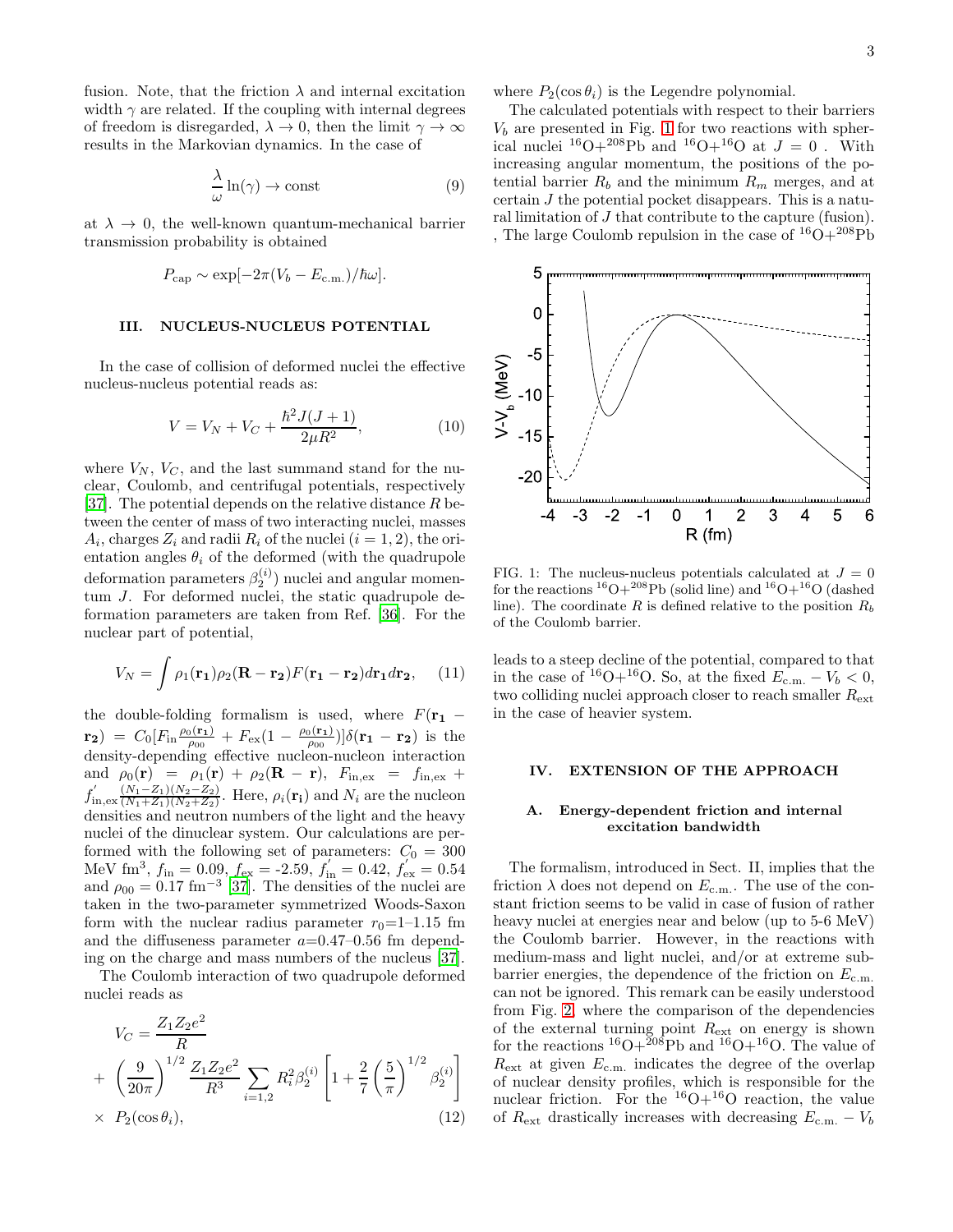fusion. Note, that the friction $\lambda$ and internal excitation width $\gamma$ are related. If the coupling with internal degrees of freedom is disregarded, $\lambda \to 0$, then the limit $\gamma \to \infty$ results in the Markovian dynamics. In the case of

$$\frac{\lambda}{\omega}\ln(\gamma) \to \text{const} \tag{9}$$

at $\lambda \to 0$, the well-known quantum-mechanical barrier transmission probability is obtained

$$P_{\rm cap} \sim \exp[-2\pi(V_b - E_{\rm c.m.})/\hbar\omega].$$

## III. NUCLEUS-NUCLEUS POTENTIAL

In the case of collision of deformed nuclei the effective nucleus-nucleus potential reads as:

$$V = V_N + V_C + \frac{\hbar^2 J(J+1)}{2\mu R^2}, \tag{10}$$

where $V_N$, $V_C$, and the last summand stand for the nuclear, Coulomb, and centrifugal potentials, respectively [37]. The potential depends on the relative distance $R$ between the center of mass of two interacting nuclei, masses $A_i$, charges $Z_i$ and radii $R_i$ of the nuclei ($i = 1, 2$), the orientation angles $\theta_i$ of the deformed (with the quadrupole deformation parameters $\beta_2^{(i)}$) nuclei and angular momentum $J$. For deformed nuclei, the static quadrupole deformation parameters are taken from Ref. [36]. For the nuclear part of potential,

$$V_N = \int \rho_1(\mathbf{r_1})\rho_2(\mathbf{R} - \mathbf{r_2})F(\mathbf{r_1} - \mathbf{r_2})d\mathbf{r_1}d\mathbf{r_2}, \tag{11}$$

the double-folding formalism is used, where $F(\mathbf{r_1} - \mathbf{r_2}) = C_0[F_{\rm in}\frac{\rho_0(\mathbf{r_1})}{\rho_{00}} + F_{\rm ex}(1 - \frac{\rho_0(\mathbf{r_1})}{\rho_{00}})]\delta(\mathbf{r_1} - \mathbf{r_2})$ is the density-depending effective nucleon-nucleon interaction and $\rho_0(\mathbf{r}) = \rho_1(\mathbf{r}) + \rho_2(\mathbf{R} - \mathbf{r})$, $F_{\rm in,ex} = f_{\rm in,ex} + f'_{\rm in,ex}\frac{(N_1-Z_1)(N_2-Z_2)}{(N_1+Z_1)(N_2+Z_2)}$. Here, $\rho_i(\mathbf{r_i})$ and $N_i$ are the nucleon densities and neutron numbers of the light and the heavy nuclei of the dinuclear system. Our calculations are performed with the following set of parameters: $C_0 = 300$ MeV fm$^3$, $f_{\rm in} = 0.09$, $f_{\rm ex} = $ -2.59, $f'_{\rm in} = 0.42$, $f'_{\rm ex} = 0.54$ and $\rho_{00} = 0.17$ fm$^{-3}$ [37]. The densities of the nuclei are taken in the two-parameter symmetrized Woods-Saxon form with the nuclear radius parameter $r_0$=1–1.15 fm and the diffuseness parameter $a$=0.47–0.56 fm depending on the charge and mass numbers of the nucleus [37].

The Coulomb interaction of two quadrupole deformed nuclei reads as

$$\begin{aligned} V_C &= \frac{Z_1 Z_2 e^2}{R} \\ &+ \left(\frac{9}{20\pi}\right)^{1/2} \frac{Z_1 Z_2 e^2}{R^3} \sum_{i=1,2} R_i^2 \beta_2^{(i)} \left[1 + \frac{2}{7}\left(\frac{5}{\pi}\right)^{1/2} \beta_2^{(i)}\right] \\ &\times P_2(\cos\theta_i), \end{aligned} \tag{12}$$

where $P_2(\cos\theta_i)$ is the Legendre polynomial.

The calculated potentials with respect to their barriers $V_b$ are presented in Fig. 1 for two reactions with spherical nuclei $^{16}$O+$^{208}$Pb and $^{16}$O+$^{16}$O at $J = 0$ . With increasing angular momentum, the positions of the potential barrier $R_b$ and the minimum $R_m$ merges, and at certain $J$ the potential pocket disappears. This is a natural limitation of $J$ that contribute to the capture (fusion). , The large Coulomb repulsion in the case of $^{16}$O+$^{208}$Pb leads to a steep decline of the potential, compared to that in the case of $^{16}$O+$^{16}$O. So, at the fixed $E_{\rm c.m.} - V_b < 0$, two colliding nuclei approach closer to reach smaller $R_{\rm ext}$ in the case of heavier system.

V-V_b (MeV)
R (fm)
5
0
-5
-10
-15
-20
-4 -3 -2 -1 0 1 2 3 4 5 6

FIG. 1: The nucleus-nucleus potentials calculated at $J = 0$ for the reactions $^{16}$O+$^{208}$Pb (solid line) and $^{16}$O+$^{16}$O (dashed line). The coordinate $R$ is defined relative to the position $R_b$ of the Coulomb barrier.

## IV. EXTENSION OF THE APPROACH

### A. Energy-dependent friction and internal excitation bandwidth

The formalism, introduced in Sect. II, implies that the friction $\lambda$ does not depend on $E_{\rm c.m.}$. The use of the constant friction seems to be valid in case of fusion of rather heavy nuclei at energies near and below (up to 5-6 MeV) the Coulomb barrier. However, in the reactions with medium-mass and light nuclei, and/or at extreme sub-barrier energies, the dependence of the friction on $E_{\rm c.m.}$ can not be ignored. This remark can be easily understood from Fig. 2, where the comparison of the dependencies of the external turning point $R_{\rm ext}$ on energy is shown for the reactions $^{16}$O+$^{208}$Pb and $^{16}$O+$^{16}$O. The value of $R_{\rm ext}$ at given $E_{\rm c.m.}$ indicates the degree of the overlap of nuclear density profiles, which is responsible for the nuclear friction. For the $^{16}$O+$^{16}$O reaction, the value of $R_{\rm ext}$ drastically increases with decreasing $E_{\rm c.m.} - V_b$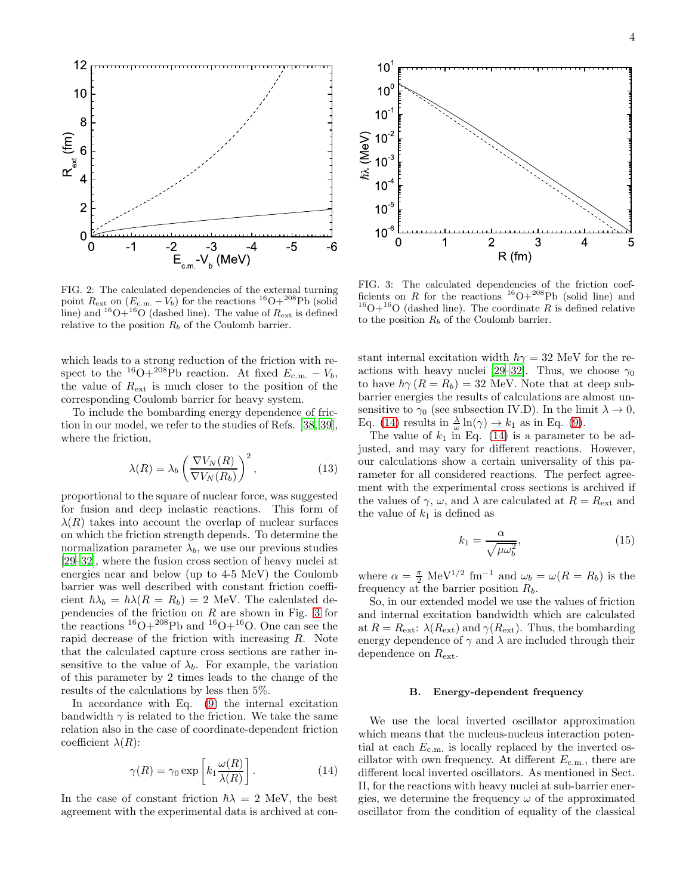FIG. 2: The calculated dependencies of the external turning point $R_{\rm ext}$ on $(E_{\rm c.m.}-V_b)$ for the reactions $^{16}$O+$^{208}$Pb (solid line) and $^{16}$O+$^{16}$O (dashed line). The value of $R_{\rm ext}$ is defined relative to the position $R_b$ of the Coulomb barrier.

FIG. 3: The calculated dependencies of the friction coefficients on $R$ for the reactions $^{16}$O+$^{208}$Pb (solid line) and $^{16}$O+$^{16}$O (dashed line). The coordinate $R$ is defined relative to the position $R_b$ of the Coulomb barrier.

which leads to a strong reduction of the friction with respect to the $^{16}$O+$^{208}$Pb reaction. At fixed $E_{\rm c.m.}-V_b$, the value of $R_{\rm ext}$ is much closer to the position of the corresponding Coulomb barrier for heavy system.

To include the bombarding energy dependence of friction in our model, we refer to the studies of Refs. [38, 39], where the friction,

$$\lambda(R) = \lambda_b \left(\frac{\nabla V_N(R)}{\nabla V_N(R_b)}\right)^2, \tag{13}$$

proportional to the square of nuclear force, was suggested for fusion and deep inelastic reactions. This form of $\lambda(R)$ takes into account the overlap of nuclear surfaces on which the friction strength depends. To determine the normalization parameter $\lambda_b$, we use our previous studies [29–32], where the fusion cross section of heavy nuclei at energies near and below (up to 4-5 MeV) the Coulomb barrier was well described with constant friction coefficient $\hbar\lambda_b = \hbar\lambda(R = R_b) = 2$ MeV. The calculated dependencies of the friction on $R$ are shown in Fig. 3 for the reactions $^{16}$O+$^{208}$Pb and $^{16}$O+$^{16}$O. One can see the rapid decrease of the friction with increasing $R$. Note that the calculated capture cross sections are rather insensitive to the value of $\lambda_b$. For example, the variation of this parameter by 2 times leads to the change of the results of the calculations by less then 5%.

In accordance with Eq. (9) the internal excitation bandwidth $\gamma$ is related to the friction. We take the same relation also in the case of coordinate-dependent friction coefficient $\lambda(R)$:

$$\gamma(R) = \gamma_0 \exp\left[k_1 \frac{\omega(R)}{\lambda(R)}\right]. \tag{14}$$

In the case of constant friction $\hbar\lambda = 2$ MeV, the best agreement with the experimental data is archived at constant internal excitation width $\hbar\gamma = 32$ MeV for the reactions with heavy nuclei [29–32]. Thus, we choose $\gamma_0$ to have $\hbar\gamma\,(R = R_b) = 32$ MeV. Note that at deep sub-barrier energies the results of calculations are almost unsensitive to $\gamma_0$ (see subsection IV.D). In the limit $\lambda \to 0$, Eq. (14) results in $\frac{\lambda}{\omega}\ln(\gamma) \to k_1$ as in Eq. (9).

The value of $k_1$ in Eq. (14) is a parameter to be adjusted, and may vary for different reactions. However, our calculations show a certain universality of this parameter for all considered reactions. The perfect agreement with the experimental cross sections is archived if the values of $\gamma$, $\omega$, and $\lambda$ are calculated at $R = R_{\rm ext}$ and the value of $k_1$ is defined as

$$k_1 = \frac{\alpha}{\sqrt{\mu\omega_b^2}}, \tag{15}$$

where $\alpha = \frac{\pi}{2}$ MeV$^{1/2}$ fm$^{-1}$ and $\omega_b = \omega(R = R_b)$ is the frequency at the barrier position $R_b$.

So, in our extended model we use the values of friction and internal excitation bandwidth which are calculated at $R = R_{\rm ext}$: $\lambda(R_{\rm ext})$ and $\gamma(R_{\rm ext})$. Thus, the bombarding energy dependence of $\gamma$ and $\lambda$ are included through their dependence on $R_{\rm ext}$.

### B. Energy-dependent frequency

We use the local inverted oscillator approximation which means that the nucleus-nucleus interaction potential at each $E_{\rm c.m.}$ is locally replaced by the inverted oscillator with own frequency. At different $E_{\rm c.m.}$, there are different local inverted oscillators. As mentioned in Sect. II, for the reactions with heavy nuclei at sub-barrier energies, we determine the frequency $\omega$ of the approximated oscillator from the condition of equality of the classical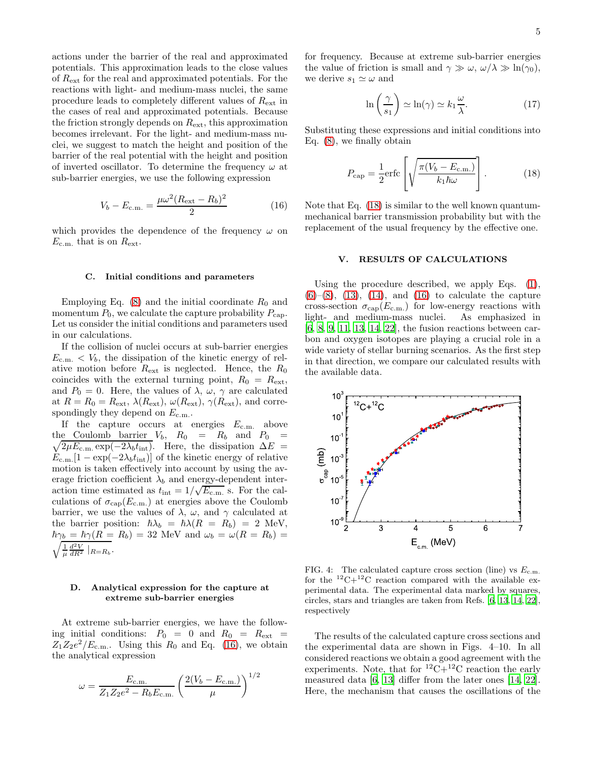actions under the barrier of the real and approximated potentials. This approximation leads to the close values of $R_{\rm ext}$ for the real and approximated potentials. For the reactions with light- and medium-mass nuclei, the same procedure leads to completely different values of $R_{\rm ext}$ in the cases of real and approximated potentials. Because the friction strongly depends on $R_{\rm ext}$, this approximation becomes irrelevant. For the light- and medium-mass nuclei, we suggest to match the height and position of the barrier of the real potential with the height and position of inverted oscillator. To determine the frequency $\omega$ at sub-barrier energies, we use the following expression

$$V_b - E_{\rm c.m.} = \frac{\mu\omega^2(R_{\rm ext} - R_b)^2}{2} \tag{16}$$

which provides the dependence of the frequency $\omega$ on $E_{\rm c.m.}$ that is on $R_{\rm ext}$.

### C. Initial conditions and parameters

Employing Eq. (8) and the initial coordinate $R_0$ and momentum $P_0$, we calculate the capture probability $P_{\rm cap}$. Let us consider the initial conditions and parameters used in our calculations.

If the collision of nuclei occurs at sub-barrier energies $E_{\rm c.m.} < V_b$, the dissipation of the kinetic energy of relative motion before $R_{\rm ext}$ is neglected. Hence, the $R_0$ coincides with the external turning point, $R_0 = R_{\rm ext}$, and $P_0 = 0$. Here, the values of $\lambda$, $\omega$, $\gamma$ are calculated at $R = R_0 = R_{\rm ext}$, $\lambda(R_{\rm ext})$, $\omega(R_{\rm ext})$, $\gamma(R_{\rm ext})$, and correspondingly they depend on $E_{\rm c.m.}$.

If the capture occurs at energies $E_{\rm c.m.}$ above the Coulomb barrier $V_b$, $R_0 = R_b$ and $P_0 = \sqrt{2\mu E_{\rm c.m.}\exp(-2\lambda_b t_{\rm int})}$. Here, the dissipation $\Delta E = E_{\rm c.m.}[1 - \exp(-2\lambda_b t_{\rm int})]$ of the kinetic energy of relative motion is taken effectively into account by using the average friction coefficient $\lambda_b$ and energy-dependent interaction time estimated as $t_{\rm int} = 1/\sqrt{E_{\rm c.m.}}$ s. For the calculations of $\sigma_{\rm cap}(E_{\rm c.m.})$ at energies above the Coulomb barrier, we use the values of $\lambda$, $\omega$, and $\gamma$ calculated at the barrier position: $\hbar\lambda_b = \hbar\lambda(R = R_b) = 2$ MeV, $\hbar\gamma_b = \hbar\gamma(R = R_b) = 32$ MeV and $\omega_b = \omega(R = R_b) = \sqrt{\frac{1}{\mu}\frac{d^2V}{dR^2}\mid_{R=R_b}}$.

### D. Analytical expression for the capture at extreme sub-barrier energies

At extreme sub-barrier energies, we have the following initial conditions: $P_0 = 0$ and $R_0 = R_{\rm ext} = Z_1Z_2e^2/E_{\rm c.m.}$. Using this $R_0$ and Eq. (16), we obtain the analytical expression

$$\omega = \frac{E_{\rm c.m.}}{Z_1Z_2e^2 - R_bE_{\rm c.m.}}\left(\frac{2(V_b - E_{\rm c.m.})}{\mu}\right)^{1/2}$$

for frequency. Because at extreme sub-barrier energies the value of friction is small and $\gamma \gg \omega$, $\omega/\lambda \gg \ln(\gamma_0)$, we derive $s_1 \simeq \omega$ and

$$\ln\left(\frac{\gamma}{s_1}\right) \simeq \ln(\gamma) \simeq k_1\frac{\omega}{\lambda}. \tag{17}$$

Substituting these expressions and initial conditions into Eq. (8), we finally obtain

$$P_{\rm cap} = \frac{1}{2}{\rm erfc}\left[\sqrt{\frac{\pi(V_b - E_{\rm c.m.})}{k_1\hbar\omega}}\right]. \tag{18}$$

Note that Eq. (18) is similar to the well known quantum-mechanical barrier transmission probability but with the replacement of the usual frequency by the effective one.

## V. RESULTS OF CALCULATIONS

Using the procedure described, we apply Eqs. (1), (6)–(8), (13), (14), and (16) to calculate the capture cross-section $\sigma_{\rm cap}(E_{\rm c.m.})$ for low-energy reactions with light- and medium-mass nuclei. As emphasized in [6, 8, 9, 11, 13, 14, 22], the fusion reactions between carbon and oxygen isotopes are playing a crucial role in a wide variety of stellar burning scenarios. As the first step in that direction, we compare our calculated results with the available data.

$^{12}$C+$^{12}$C

$\sigma_{\rm cap}$ (mb)

$10^3$ $10^1$ $10^{-1}$ $10^{-3}$ $10^{-5}$ $10^{-7}$ $10^{-9}$

$E_{\rm c.m.}$ (MeV)

2 3 4 5 6 7

FIG. 4: The calculated capture cross section (line) vs $E_{\rm c.m.}$ for the $^{12}$C+$^{12}$C reaction compared with the available experimental data. The experimental data marked by squares, circles, stars and triangles are taken from Refs. [6, 13, 14, 22], respectively

The results of the calculated capture cross sections and the experimental data are shown in Figs. 4–10. In all considered reactions we obtain a good agreement with the experiments. Note, that for $^{12}$C+$^{12}$C reaction the early measured data [6, 13] differ from the later ones [14, 22]. Here, the mechanism that causes the oscillations of the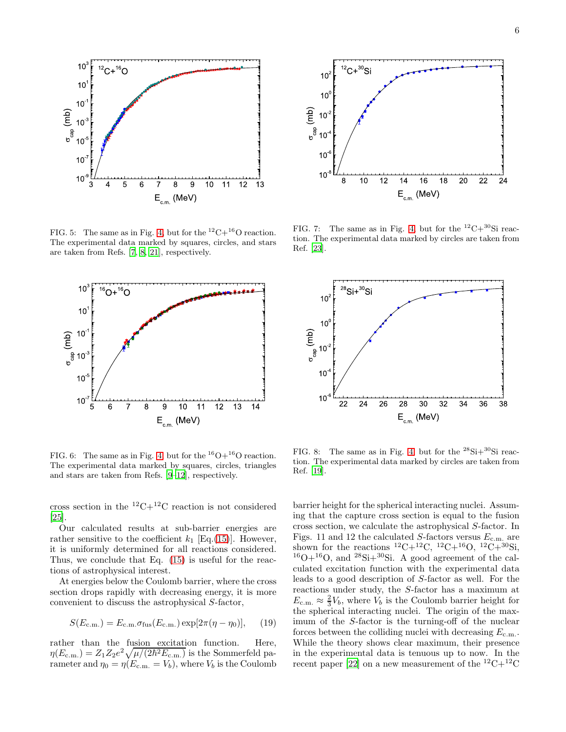12C+16O

σcap (mb)

Ecm (MeV)

FIG. 5: The same as in Fig. 4, but for the $^{12}$C+$^{16}$O reaction. The experimental data marked by squares, circles, and stars are taken from Refs. [7, 8, 21], respectively.

16O+16O

σcap (mb)

Ecm (MeV)

FIG. 6: The same as in Fig. 4, but for the $^{16}$O+$^{16}$O reaction. The experimental data marked by squares, circles, triangles and stars are taken from Refs. [9–12], respectively.

12C+30Si

σcap (mb)

Ecm (MeV)

FIG. 7: The same as in Fig. 4, but for the $^{12}$C+$^{30}$Si reaction. The experimental data marked by circles are taken from Ref. [23].

28Si+30Si

σcap (mb)

Ecm (MeV)

FIG. 8: The same as in Fig. 4, but for the $^{28}$Si+$^{30}$Si reaction. The experimental data marked by circles are taken from Ref. [19].

cross section in the $^{12}$C+$^{12}$C reaction is not considered [25].

Our calculated results at sub-barrier energies are rather sensitive to the coefficient $k_1$ [Eq.(15)]. However, it is uniformly determined for all reactions considered. Thus, we conclude that Eq. (15) is useful for the reactions of astrophysical interest.

At energies below the Coulomb barrier, where the cross section drops rapidly with decreasing energy, it is more convenient to discuss the astrophysical $S$-factor,

$$S(E_{\rm c.m.}) = E_{\rm c.m.}\sigma_{\rm fus}(E_{\rm c.m.})\exp[2\pi(\eta - \eta_0)], \qquad (19)$$

rather than the fusion excitation function. Here, $\eta(E_{\rm c.m.}) = Z_1Z_2e^2\sqrt{\mu/(2\hbar^2 E_{\rm c.m.})}$ is the Sommerfeld parameter and $\eta_0 = \eta(E_{\rm c.m.} = V_b)$, where $V_b$ is the Coulomb barrier height for the spherical interacting nuclei. Assuming that the capture cross section is equal to the fusion cross section, we calculate the astrophysical $S$-factor. In Figs. 11 and 12 the calculated $S$-factors versus $E_{\rm c.m.}$ are shown for the reactions $^{12}$C+$^{12}$C, $^{12}$C+$^{16}$O, $^{12}$C+$^{30}$Si, $^{16}$O+$^{16}$O, and $^{28}$Si+$^{30}$Si. A good agreement of the calculated excitation function with the experimental data leads to a good description of $S$-factor as well. For the reactions under study, the $S$-factor has a maximum at $E_{\rm c.m.} \approx \frac{2}{3}V_b$, where $V_b$ is the Coulomb barrier height for the spherical interacting nuclei. The origin of the maximum of the $S$-factor is the turning-off of the nuclear forces between the colliding nuclei with decreasing $E_{\rm c.m.}$. While the theory shows clear maximum, their presence in the experimental data is tenuous up to now. In the recent paper [22] on a new measurement of the $^{12}$C+$^{12}$C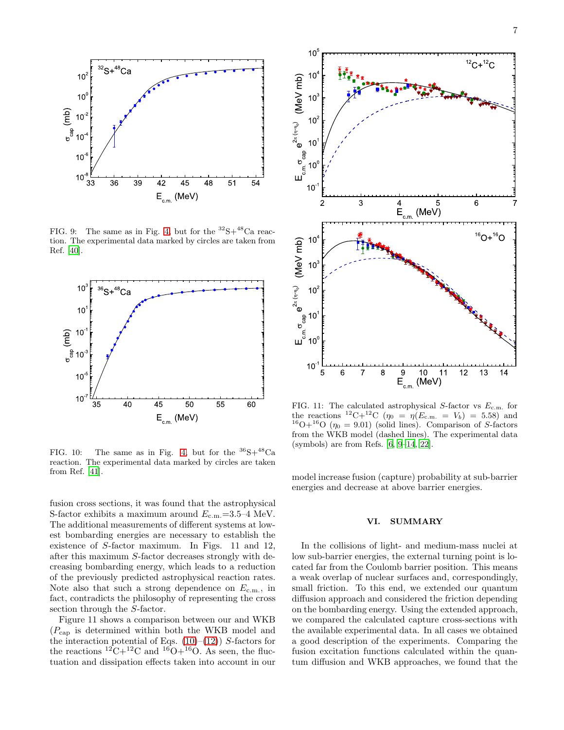$^{32}$S+$^{48}$Ca

$\sigma_{cap}$ (mb)

$10^{2}$
$10^{0}$
$10^{-2}$
$10^{-4}$
$10^{-6}$
$10^{-8}$

33 36 39 42 45 48 51 54

$E_{c.m.}$ (MeV)

FIG. 9: The same as in Fig. 4, but for the $^{32}$S+$^{48}$Ca reaction. The experimental data marked by circles are taken from Ref. [40].

$^{36}$S+$^{48}$Ca

$\sigma_{cap}$ (mb)

$10^{3}$
$10^{1}$
$10^{-1}$
$10^{-3}$
$10^{-5}$
$10^{-7}$

35 40 45 50 55 60

$E_{c.m.}$ (MeV)

FIG. 10: The same as in Fig. 4, but for the $^{36}$S+$^{48}$Ca reaction. The experimental data marked by circles are taken from Ref. [41].

fusion cross sections, it was found that the astrophysical S-factor exhibits a maximum around $E_{\rm c.m.}$=3.5–4 MeV. The additional measurements of different systems at lowest bombarding energies are necessary to establish the existence of $S$-factor maximum. In Figs. 11 and 12, after this maximum $S$-factor decreases strongly with decreasing bombarding energy, which leads to a reduction of the previously predicted astrophysical reaction rates. Note also that such a strong dependence on $E_{\rm c.m.}$, in fact, contradicts the philosophy of representing the cross section through the $S$-factor.

Figure 11 shows a comparison between our and WKB ($P_{\rm cap}$ is determined within both the WKB model and the interaction potential of Eqs. (10)–(12)) $S$-factors for the reactions $^{12}$C+$^{12}$C and $^{16}$O+$^{16}$O. As seen, the fluctuation and dissipation effects taken into account in our

$^{12}$C+$^{12}$C

$E_{c.m.}\sigma_{cap}e^{2\pi(\eta-\eta_0)}$ (MeV mb)

$10^{5}$
$10^{4}$
$10^{3}$
$10^{2}$
$10^{1}$
$10^{0}$
$10^{-1}$

2 3 4 5 6 7

$E_{c.m.}$ (MeV)

$^{16}$O+$^{16}$O

$E_{c.m.}\sigma_{cap}e^{2\pi(\eta-\eta_0)}$ (MeV mb)

$10^{4}$
$10^{3}$
$10^{2}$
$10^{1}$
$10^{0}$
$10^{-1}$

5 6 7 8 9 10 11 12 13 14

$E_{c.m.}$ (MeV)

FIG. 11: The calculated astrophysical $S$-factor vs $E_{\rm c.m.}$ for the reactions $^{12}$C+$^{12}$C ($\eta_0 = \eta(E_{\rm c.m.} = V_b) = 5.58$) and $^{16}$O+$^{16}$O ($\eta_0 = 9.01$) (solid lines). Comparison of $S$-factors from the WKB model (dashed lines). The experimental data (symbols) are from Refs. [6, 9–14, 22].

model increase fusion (capture) probability at sub-barrier energies and decrease at above barrier energies.

## VI. SUMMARY

In the collisions of light- and medium-mass nuclei at low sub-barrier energies, the external turning point is located far from the Coulomb barrier position. This means a weak overlap of nuclear surfaces and, correspondingly, small friction. To this end, we extended our quantum diffusion approach and considered the friction depending on the bombarding energy. Using the extended approach, we compared the calculated capture cross-sections with the available experimental data. In all cases we obtained a good description of the experiments. Comparing the fusion excitation functions calculated within the quantum diffusion and WKB approaches, we found that the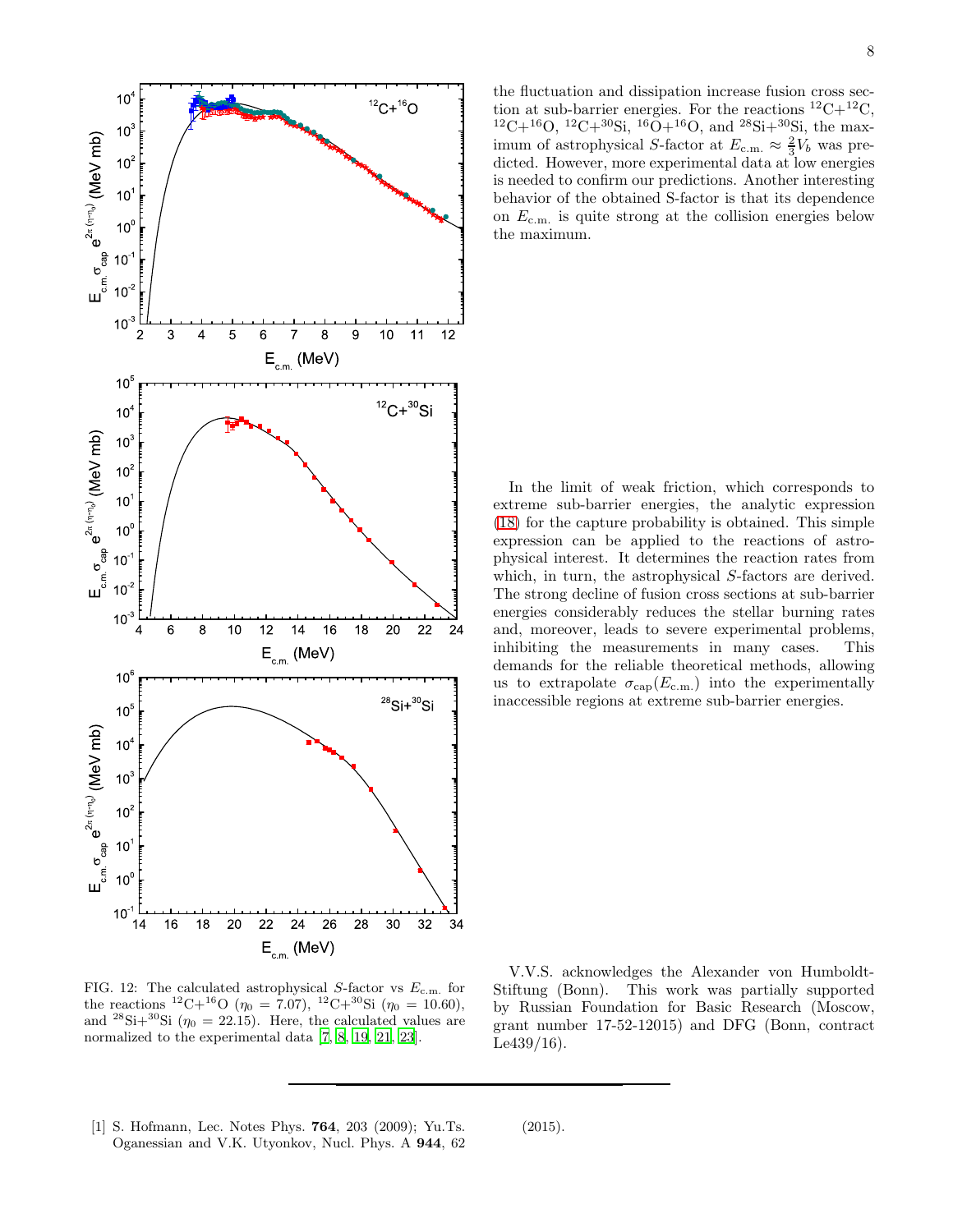12C+16O

$E_{c.m.}\sigma_{cap}e^{2\pi(\eta-\eta_0)}$ (MeV mb)

$E_{c.m.}$ (MeV)

12C+30Si

$E_{c.m.}\sigma_{cap}e^{2\pi(\eta-\eta_0)}$ (MeV mb)

$E_{c.m.}$ (MeV)

28Si+30Si

$E_{c.m.}\sigma_{cap}e^{2\pi(\eta-\eta_0)}$ (MeV mb)

$E_{c.m.}$ (MeV)

FIG. 12: The calculated astrophysical $S$-factor vs $E_{\rm c.m.}$ for the reactions $^{12}$C+$^{16}$O ($\eta_0 = 7.07$), $^{12}$C+$^{30}$Si ($\eta_0 = 10.60$), and $^{28}$Si+$^{30}$Si ($\eta_0 = 22.15$). Here, the calculated values are normalized to the experimental data [7, 8, 19, 21, 23].

the fluctuation and dissipation increase fusion cross section at sub-barrier energies. For the reactions $^{12}$C+$^{12}$C, $^{12}$C+$^{16}$O, $^{12}$C+$^{30}$Si, $^{16}$O+$^{16}$O, and $^{28}$Si+$^{30}$Si, the maximum of astrophysical $S$-factor at $E_{\rm c.m.} \approx \frac{2}{3}V_b$ was predicted. However, more experimental data at low energies is needed to confirm our predictions. Another interesting behavior of the obtained S-factor is that its dependence on $E_{\rm c.m.}$ is quite strong at the collision energies below the maximum.

In the limit of weak friction, which corresponds to extreme sub-barrier energies, the analytic expression (18) for the capture probability is obtained. This simple expression can be applied to the reactions of astrophysical interest. It determines the reaction rates from which, in turn, the astrophysical $S$-factors are derived. The strong decline of fusion cross sections at sub-barrier energies considerably reduces the stellar burning rates and, moreover, leads to severe experimental problems, inhibiting the measurements in many cases. This demands for the reliable theoretical methods, allowing us to extrapolate $\sigma_{\rm cap}(E_{\rm c.m.})$ into the experimentally inaccessible regions at extreme sub-barrier energies.

V.V.S. acknowledges the Alexander von Humboldt-Stiftung (Bonn). This work was partially supported by Russian Foundation for Basic Research (Moscow, grant number 17-52-12015) and DFG (Bonn, contract Le439/16).

---

[1] S. Hofmann, Lec. Notes Phys. **764**, 203 (2009); Yu.Ts. Oganessian and V.K. Utyonkov, Nucl. Phys. A **944**, 62 (2015).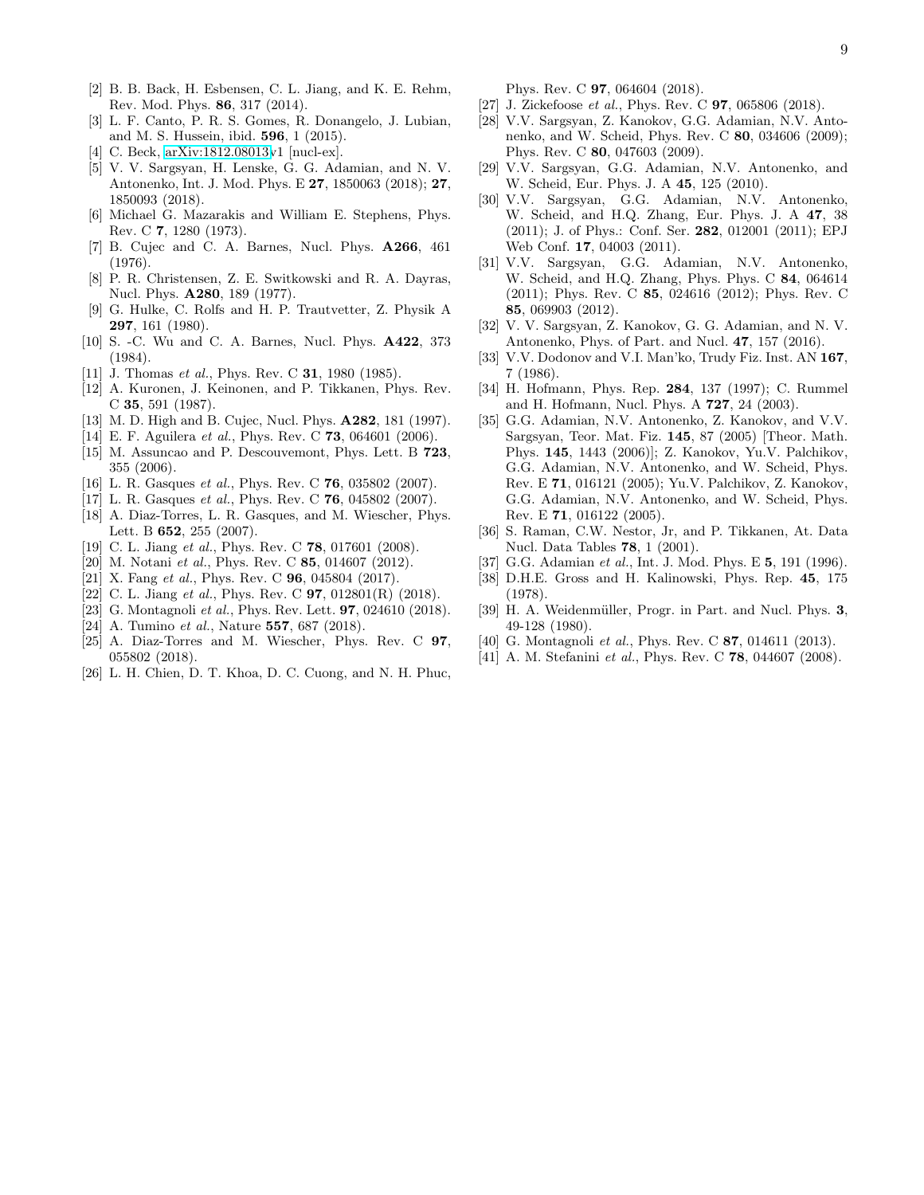[2] B. B. Back, H. Esbensen, C. L. Jiang, and K. E. Rehm, Rev. Mod. Phys. **86**, 317 (2014).

[3] L. F. Canto, P. R. S. Gomes, R. Donangelo, J. Lubian, and M. S. Hussein, ibid. **596**, 1 (2015).

[4] C. Beck, arXiv:1812.08013v1 [nucl-ex].

[5] V. V. Sargsyan, H. Lenske, G. G. Adamian, and N. V. Antonenko, Int. J. Mod. Phys. E **27**, 1850063 (2018); **27**, 1850093 (2018).

[6] Michael G. Mazarakis and William E. Stephens, Phys. Rev. C **7**, 1280 (1973).

[7] B. Cujec and C. A. Barnes, Nucl. Phys. **A266**, 461 (1976).

[8] P. R. Christensen, Z. E. Switkowski and R. A. Dayras, Nucl. Phys. **A280**, 189 (1977).

[9] G. Hulke, C. Rolfs and H. P. Trautvetter, Z. Physik A **297**, 161 (1980).

[10] S. -C. Wu and C. A. Barnes, Nucl. Phys. **A422**, 373 (1984).

[11] J. Thomas *et al.*, Phys. Rev. C **31**, 1980 (1985).

[12] A. Kuronen, J. Keinonen, and P. Tikkanen, Phys. Rev. C **35**, 591 (1987).

[13] M. D. High and B. Cujec, Nucl. Phys. **A282**, 181 (1997).

[14] E. F. Aguilera *et al.*, Phys. Rev. C **73**, 064601 (2006).

[15] M. Assuncao and P. Descouvemont, Phys. Lett. B **723**, 355 (2006).

[16] L. R. Gasques *et al.*, Phys. Rev. C **76**, 035802 (2007).

[17] L. R. Gasques *et al.*, Phys. Rev. C **76**, 045802 (2007).

[18] A. Diaz-Torres, L. R. Gasques, and M. Wiescher, Phys. Lett. B **652**, 255 (2007).

[19] C. L. Jiang *et al.*, Phys. Rev. C **78**, 017601 (2008).

[20] M. Notani *et al.*, Phys. Rev. C **85**, 014607 (2012).

[21] X. Fang *et al.*, Phys. Rev. C **96**, 045804 (2017).

[22] C. L. Jiang *et al.*, Phys. Rev. C **97**, 012801(R) (2018).

[23] G. Montagnoli *et al.*, Phys. Rev. Lett. **97**, 024610 (2018).

[24] A. Tumino *et al.*, Nature **557**, 687 (2018).

[25] A. Diaz-Torres and M. Wiescher, Phys. Rev. C **97**, 055802 (2018).

[26] L. H. Chien, D. T. Khoa, D. C. Cuong, and N. H. Phuc, Phys. Rev. C **97**, 064604 (2018).

[27] J. Zickefoose *et al.*, Phys. Rev. C **97**, 065806 (2018).

[28] V.V. Sargsyan, Z. Kanokov, G.G. Adamian, N.V. Antonenko, and W. Scheid, Phys. Rev. C **80**, 034606 (2009); Phys. Rev. C **80**, 047603 (2009).

[29] V.V. Sargsyan, G.G. Adamian, N.V. Antonenko, and W. Scheid, Eur. Phys. J. A **45**, 125 (2010).

[30] V.V. Sargsyan, G.G. Adamian, N.V. Antonenko, W. Scheid, and H.Q. Zhang, Eur. Phys. J. A **47**, 38 (2011); J. of Phys.: Conf. Ser. **282**, 012001 (2011); EPJ Web Conf. **17**, 04003 (2011).

[31] V.V. Sargsyan, G.G. Adamian, N.V. Antonenko, W. Scheid, and H.Q. Zhang, Phys. Phys. C **84**, 064614 (2011); Phys. Rev. C **85**, 024616 (2012); Phys. Rev. C **85**, 069903 (2012).

[32] V. V. Sargsyan, Z. Kanokov, G. G. Adamian, and N. V. Antonenko, Phys. of Part. and Nucl. **47**, 157 (2016).

[33] V.V. Dodonov and V.I. Man'ko, Trudy Fiz. Inst. AN **167**, 7 (1986).

[34] H. Hofmann, Phys. Rep. **284**, 137 (1997); C. Rummel and H. Hofmann, Nucl. Phys. A **727**, 24 (2003).

[35] G.G. Adamian, N.V. Antonenko, Z. Kanokov, and V.V. Sargsyan, Teor. Mat. Fiz. **145**, 87 (2005) [Theor. Math. Phys. **145**, 1443 (2006)]; Z. Kanokov, Yu.V. Palchikov, G.G. Adamian, N.V. Antonenko, and W. Scheid, Phys. Rev. E **71**, 016121 (2005); Yu.V. Palchikov, Z. Kanokov, G.G. Adamian, N.V. Antonenko, and W. Scheid, Phys. Rev. E **71**, 016122 (2005).

[36] S. Raman, C.W. Nestor, Jr, and P. Tikkanen, At. Data Nucl. Data Tables **78**, 1 (2001).

[37] G.G. Adamian *et al.*, Int. J. Mod. Phys. E **5**, 191 (1996).

[38] D.H.E. Gross and H. Kalinowski, Phys. Rep. **45**, 175 (1978).

[39] H. A. Weidenmüller, Progr. in Part. and Nucl. Phys. **3**, 49-128 (1980).

[40] G. Montagnoli *et al.*, Phys. Rev. C **87**, 014611 (2013).

[41] A. M. Stefanini *et al.*, Phys. Rev. C **78**, 044607 (2008).